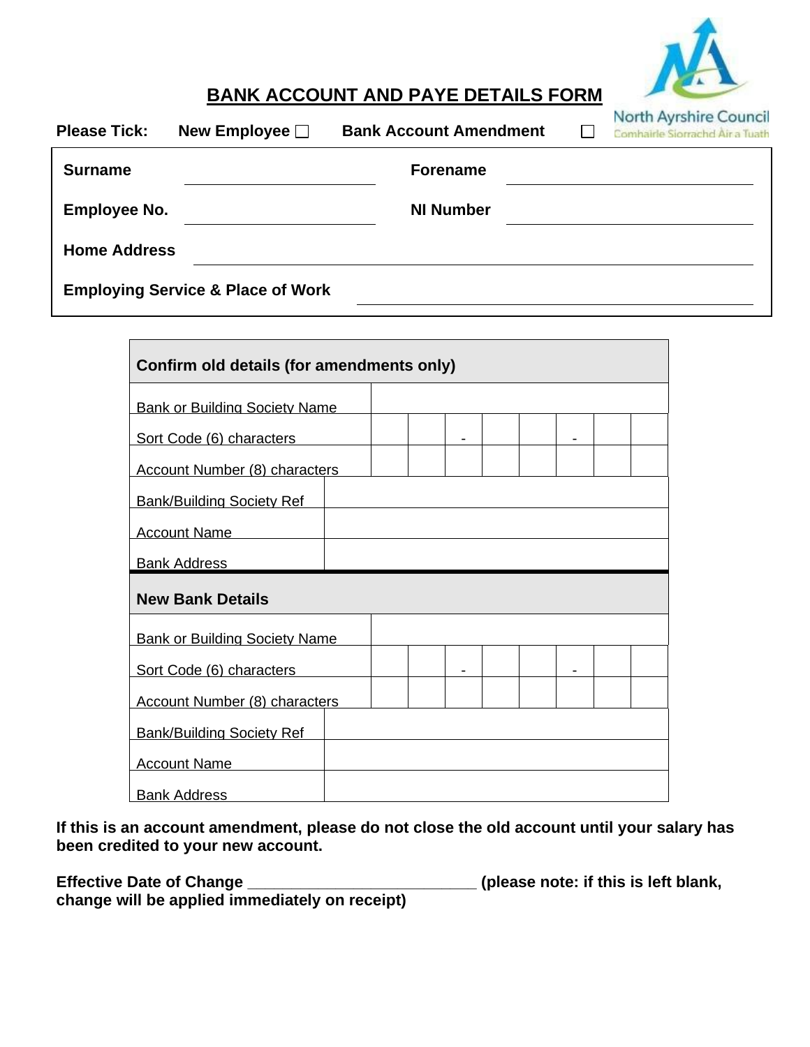# BANK ACCOUNT AND PAYE DETAILS FORM

North Ayrshire Council
Comhairle Siorrachd Àir a Tuath

**Please Tick:** **New Employee** ☐ **Bank Account Amendment** ☐

| | | | |
|---|---|---|---|
| **Surname** | | **Forename** | |
| **Employee No.** | | **NI Number** | |
| **Home Address** | | | |
| **Employing Service & Place of Work** | | | |

| **Confirm old details (for amendments only)** | | | | | | | | |
|---|---|---|---|---|---|---|---|---|
| Bank or Building Society Name | | | | | | | | |
| Sort Code (6) characters | | | - | | | - | | |
| Account Number (8) characters | | | | | | | | |
| Bank/Building Society Ref | | | | | | | | |
| Account Name | | | | | | | | |
| Bank Address | | | | | | | | |
| **New Bank Details** | | | | | | | | |
| Bank or Building Society Name | | | | | | | | |
| Sort Code (6) characters | | | - | | | - | | |
| Account Number (8) characters | | | | | | | | |
| Bank/Building Society Ref | | | | | | | | |
| Account Name | | | | | | | | |
| Bank Address | | | | | | | | |

**If this is an account amendment, please do not close the old account until your salary has been credited to your new account.**

**Effective Date of Change __________________________ (please note: if this is left blank, change will be applied immediately on receipt)**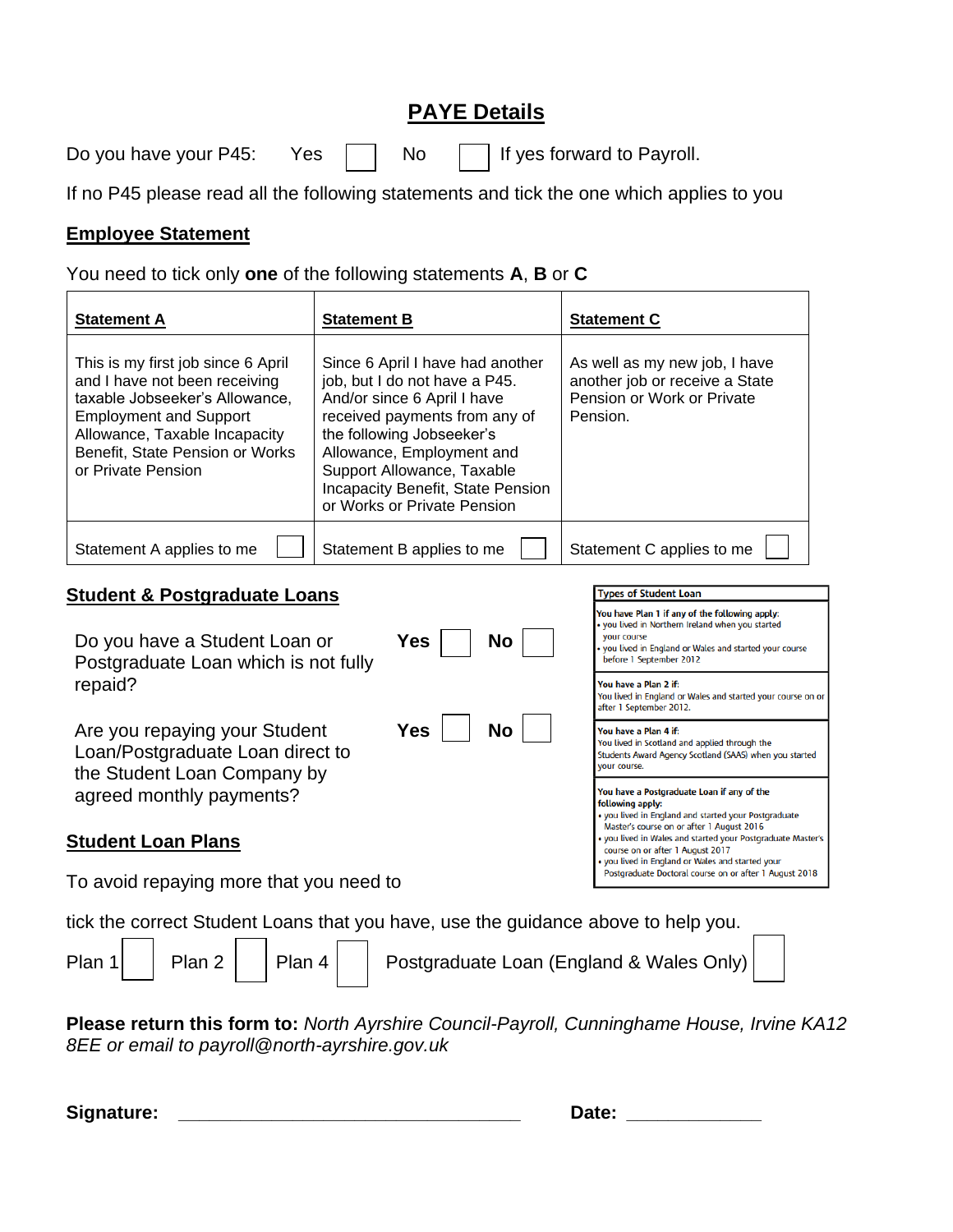# PAYE Details

Do you have your P45: Yes ☐ No ☐ If yes forward to Payroll.

If no P45 please read all the following statements and tick the one which applies to you

## Employee Statement

You need to tick only **one** of the following statements **A**, **B** or **C**

| **Statement A** | **Statement B** | **Statement C** |
|---|---|---|
| This is my first job since 6 April and I have not been receiving taxable Jobseeker's Allowance, Employment and Support Allowance, Taxable Incapacity Benefit, State Pension or Works or Private Pension | Since 6 April I have had another job, but I do not have a P45. And/or since 6 April I have received payments from any of the following Jobseeker's Allowance, Employment and Support Allowance, Taxable Incapacity Benefit, State Pension or Works or Private Pension | As well as my new job, I have another job or receive a State Pension or Work or Private Pension. |
| Statement A applies to me ☐ | Statement B applies to me ☐ | Statement C applies to me ☐ |

## Student & Postgraduate Loans

Do you have a Student Loan or Postgraduate Loan which is not fully repaid? **Yes** ☐ **No** ☐

Are you repaying your Student Loan/Postgraduate Loan direct to the Student Loan Company by agreed monthly payments? **Yes** ☐ **No** ☐

| Types of Student Loan |
|---|
| **You have Plan 1 if any of the following apply:**<br>• you lived in Northern Ireland when you started your course<br>• you lived in England or Wales and started your course before 1 September 2012 |
| **You have a Plan 2 if:**<br>You lived in England or Wales and started your course on or after 1 September 2012. |
| **You have a Plan 4 if:**<br>You lived in Scotland and applied through the Students Award Agency Scotland (SAAS) when you started your course. |
| **You have a Postgraduate Loan if any of the following apply:**<br>• you lived in England and started your Postgraduate Master's course on or after 1 August 2016<br>• you lived in Wales and started your Postgraduate Master's course on or after 1 August 2017<br>• you lived in England or Wales and started your Postgraduate Doctoral course on or after 1 August 2018 |

## Student Loan Plans

To avoid repaying more that you need to

tick the correct Student Loans that you have, use the guidance above to help you.

Plan 1 ☐ Plan 2 ☐ Plan 4 ☐ Postgraduate Loan (England & Wales Only) ☐

**Please return this form to:** *North Ayrshire Council-Payroll, Cunninghame House, Irvine KA12 8EE or email to payroll@north-ayrshire.gov.uk*

**Signature:** ________________________________ **Date:** ____________